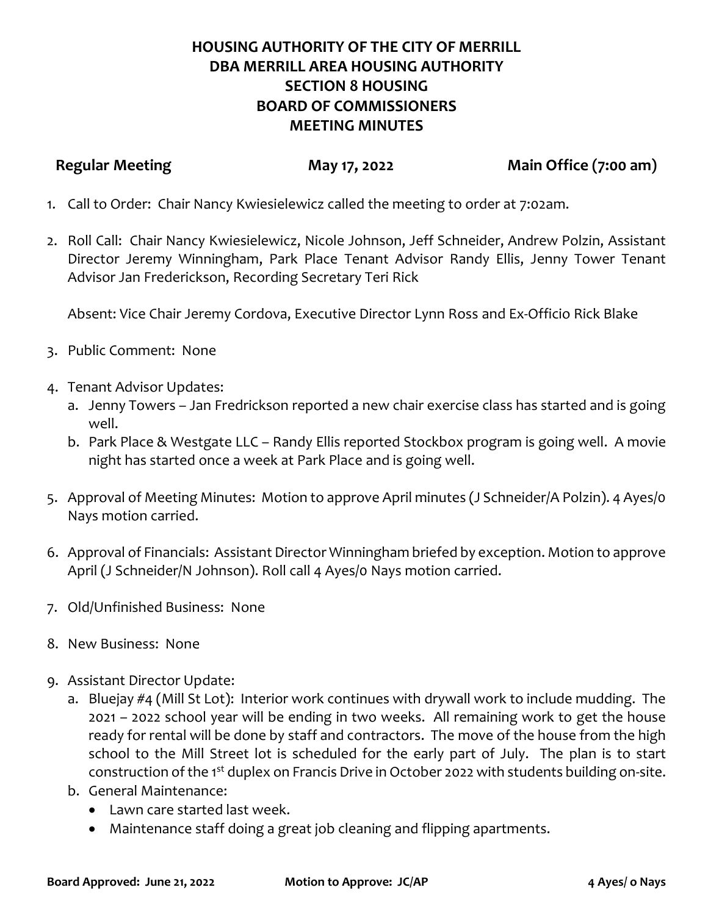# HOUSING AUTHORITY OF THE CITY OF MERRILL
# DBA MERRILL AREA HOUSING AUTHORITY
# SECTION 8 HOUSING
# BOARD OF COMMISSIONERS
# MEETING MINUTES

**Regular Meeting** **May 17, 2022** **Main Office (7:00 am)**

1. Call to Order: Chair Nancy Kwiesielewicz called the meeting to order at 7:02am.

2. Roll Call: Chair Nancy Kwiesielewicz, Nicole Johnson, Jeff Schneider, Andrew Polzin, Assistant Director Jeremy Winningham, Park Place Tenant Advisor Randy Ellis, Jenny Tower Tenant Advisor Jan Frederickson, Recording Secretary Teri Rick

   Absent: Vice Chair Jeremy Cordova, Executive Director Lynn Ross and Ex-Officio Rick Blake

3. Public Comment: None

4. Tenant Advisor Updates:
   a. Jenny Towers – Jan Fredrickson reported a new chair exercise class has started and is going well.
   b. Park Place & Westgate LLC – Randy Ellis reported Stockbox program is going well. A movie night has started once a week at Park Place and is going well.

5. Approval of Meeting Minutes: Motion to approve April minutes (J Schneider/A Polzin). 4 Ayes/0 Nays motion carried.

6. Approval of Financials: Assistant Director Winningham briefed by exception. Motion to approve April (J Schneider/N Johnson). Roll call 4 Ayes/0 Nays motion carried.

7. Old/Unfinished Business: None

8. New Business: None

9. Assistant Director Update:
   a. Bluejay #4 (Mill St Lot): Interior work continues with drywall work to include mudding. The 2021 – 2022 school year will be ending in two weeks. All remaining work to get the house ready for rental will be done by staff and contractors. The move of the house from the high school to the Mill Street lot is scheduled for the early part of July. The plan is to start construction of the 1st duplex on Francis Drive in October 2022 with students building on-site.
   b. General Maintenance:
      - Lawn care started last week.
      - Maintenance staff doing a great job cleaning and flipping apartments.

**Board Approved: June 21, 2022** **Motion to Approve: JC/AP** **4 Ayes/ 0 Nays**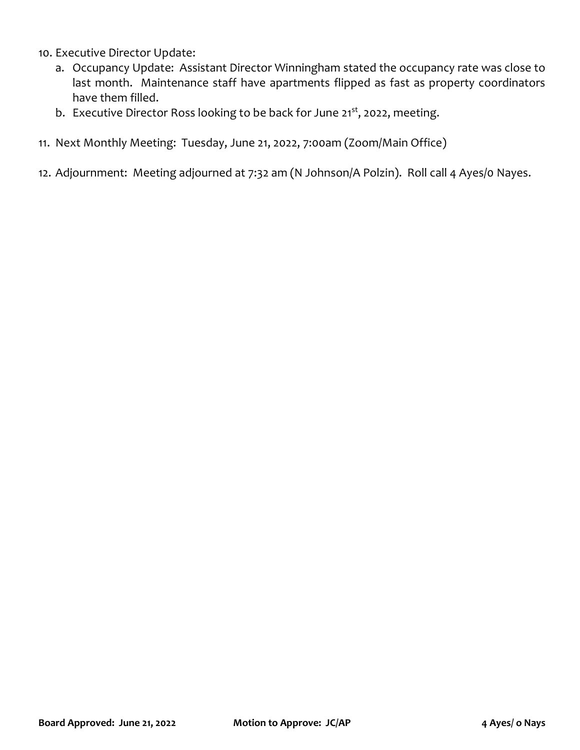10. Executive Director Update:
    a. Occupancy Update: Assistant Director Winningham stated the occupancy rate was close to last month. Maintenance staff have apartments flipped as fast as property coordinators have them filled.
    b. Executive Director Ross looking to be back for June 21st, 2022, meeting.

11. Next Monthly Meeting: Tuesday, June 21, 2022, 7:00am (Zoom/Main Office)

12. Adjournment: Meeting adjourned at 7:32 am (N Johnson/A Polzin). Roll call 4 Ayes/0 Nayes.